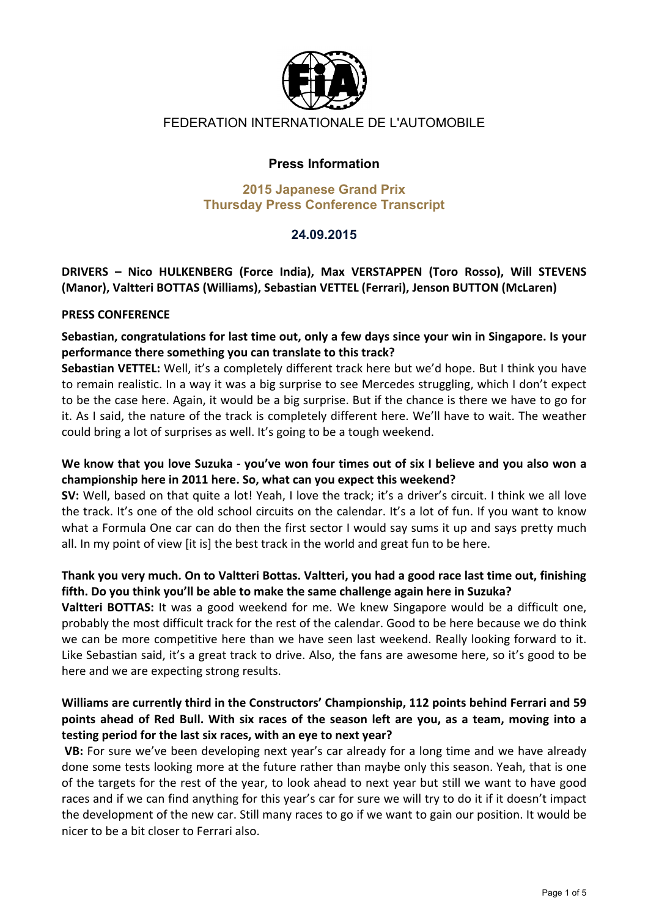FEDERATION INTERNATIONALE DE L'AUTOMOBILE

## Press Information

## 2015 Japanese Grand Prix
## Thursday Press Conference Transcript

### 24.09.2015

**DRIVERS – Nico HULKENBERG (Force India), Max VERSTAPPEN (Toro Rosso), Will STEVENS (Manor), Valtteri BOTTAS (Williams), Sebastian VETTEL (Ferrari), Jenson BUTTON (McLaren)**

**PRESS CONFERENCE**

**Sebastian, congratulations for last time out, only a few days since your win in Singapore. Is your performance there something you can translate to this track?**

**Sebastian VETTEL:** Well, it's a completely different track here but we'd hope. But I think you have to remain realistic. In a way it was a big surprise to see Mercedes struggling, which I don't expect to be the case here. Again, it would be a big surprise. But if the chance is there we have to go for it. As I said, the nature of the track is completely different here. We'll have to wait. The weather could bring a lot of surprises as well. It's going to be a tough weekend.

**We know that you love Suzuka - you've won four times out of six I believe and you also won a championship here in 2011 here. So, what can you expect this weekend?**

**SV:** Well, based on that quite a lot! Yeah, I love the track; it's a driver's circuit. I think we all love the track. It's one of the old school circuits on the calendar. It's a lot of fun. If you want to know what a Formula One car can do then the first sector I would say sums it up and says pretty much all. In my point of view [it is] the best track in the world and great fun to be here.

**Thank you very much. On to Valtteri Bottas. Valtteri, you had a good race last time out, finishing fifth. Do you think you'll be able to make the same challenge again here in Suzuka?**

**Valtteri BOTTAS:** It was a good weekend for me. We knew Singapore would be a difficult one, probably the most difficult track for the rest of the calendar. Good to be here because we do think we can be more competitive here than we have seen last weekend. Really looking forward to it. Like Sebastian said, it's a great track to drive. Also, the fans are awesome here, so it's good to be here and we are expecting strong results.

**Williams are currently third in the Constructors' Championship, 112 points behind Ferrari and 59 points ahead of Red Bull. With six races of the season left are you, as a team, moving into a testing period for the last six races, with an eye to next year?**

**VB:** For sure we've been developing next year's car already for a long time and we have already done some tests looking more at the future rather than maybe only this season. Yeah, that is one of the targets for the rest of the year, to look ahead to next year but still we want to have good races and if we can find anything for this year's car for sure we will try to do it if it doesn't impact the development of the new car. Still many races to go if we want to gain our position. It would be nicer to be a bit closer to Ferrari also.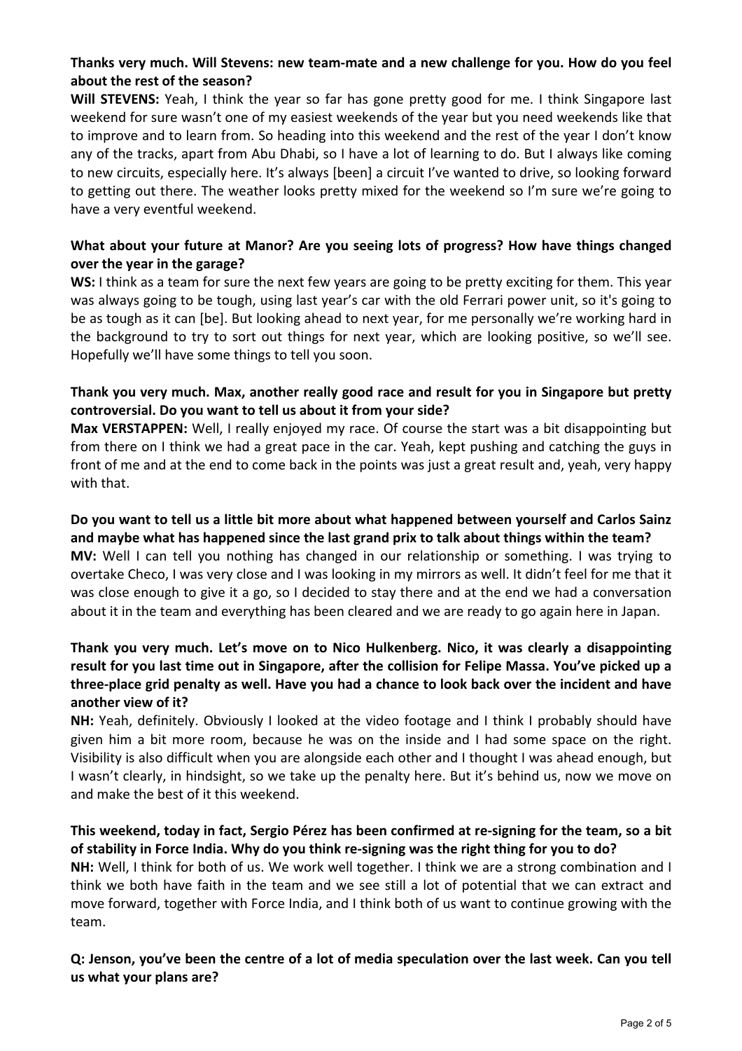**Thanks very much. Will Stevens: new team-mate and a new challenge for you. How do you feel about the rest of the season?**

**Will STEVENS:** Yeah, I think the year so far has gone pretty good for me. I think Singapore last weekend for sure wasn't one of my easiest weekends of the year but you need weekends like that to improve and to learn from. So heading into this weekend and the rest of the year I don't know any of the tracks, apart from Abu Dhabi, so I have a lot of learning to do. But I always like coming to new circuits, especially here. It's always [been] a circuit I've wanted to drive, so looking forward to getting out there. The weather looks pretty mixed for the weekend so I'm sure we're going to have a very eventful weekend.

**What about your future at Manor? Are you seeing lots of progress? How have things changed over the year in the garage?**

**WS:** I think as a team for sure the next few years are going to be pretty exciting for them. This year was always going to be tough, using last year's car with the old Ferrari power unit, so it's going to be as tough as it can [be]. But looking ahead to next year, for me personally we're working hard in the background to try to sort out things for next year, which are looking positive, so we'll see. Hopefully we'll have some things to tell you soon.

**Thank you very much. Max, another really good race and result for you in Singapore but pretty controversial. Do you want to tell us about it from your side?**

**Max VERSTAPPEN:** Well, I really enjoyed my race. Of course the start was a bit disappointing but from there on I think we had a great pace in the car. Yeah, kept pushing and catching the guys in front of me and at the end to come back in the points was just a great result and, yeah, very happy with that.

**Do you want to tell us a little bit more about what happened between yourself and Carlos Sainz and maybe what has happened since the last grand prix to talk about things within the team?**

**MV:** Well I can tell you nothing has changed in our relationship or something. I was trying to overtake Checo, I was very close and I was looking in my mirrors as well. It didn't feel for me that it was close enough to give it a go, so I decided to stay there and at the end we had a conversation about it in the team and everything has been cleared and we are ready to go again here in Japan.

**Thank you very much. Let's move on to Nico Hulkenberg. Nico, it was clearly a disappointing result for you last time out in Singapore, after the collision for Felipe Massa. You've picked up a three-place grid penalty as well. Have you had a chance to look back over the incident and have another view of it?**

**NH:** Yeah, definitely. Obviously I looked at the video footage and I think I probably should have given him a bit more room, because he was on the inside and I had some space on the right. Visibility is also difficult when you are alongside each other and I thought I was ahead enough, but I wasn't clearly, in hindsight, so we take up the penalty here. But it's behind us, now we move on and make the best of it this weekend.

**This weekend, today in fact, Sergio Pérez has been confirmed at re-signing for the team, so a bit of stability in Force India. Why do you think re-signing was the right thing for you to do?**

**NH:** Well, I think for both of us. We work well together. I think we are a strong combination and I think we both have faith in the team and we see still a lot of potential that we can extract and move forward, together with Force India, and I think both of us want to continue growing with the team.

**Q: Jenson, you've been the centre of a lot of media speculation over the last week. Can you tell us what your plans are?**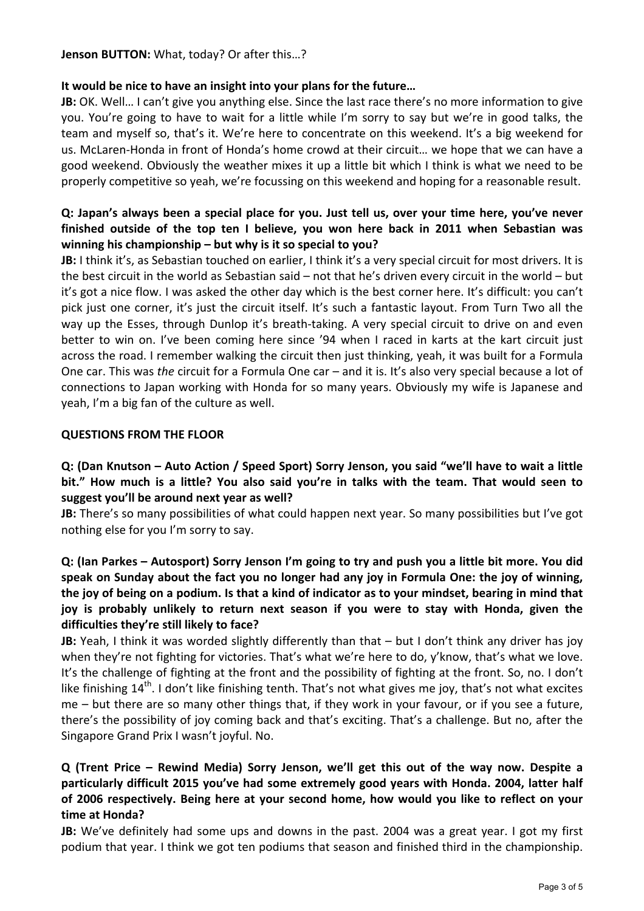**Jenson BUTTON:** What, today? Or after this…?

**It would be nice to have an insight into your plans for the future…**

**JB:** OK. Well… I can't give you anything else. Since the last race there's no more information to give you. You're going to have to wait for a little while I'm sorry to say but we're in good talks, the team and myself so, that's it. We're here to concentrate on this weekend. It's a big weekend for us. McLaren-Honda in front of Honda's home crowd at their circuit… we hope that we can have a good weekend. Obviously the weather mixes it up a little bit which I think is what we need to be properly competitive so yeah, we're focussing on this weekend and hoping for a reasonable result.

**Q: Japan's always been a special place for you. Just tell us, over your time here, you've never finished outside of the top ten I believe, you won here back in 2011 when Sebastian was winning his championship – but why is it so special to you?**

**JB:** I think it's, as Sebastian touched on earlier, I think it's a very special circuit for most drivers. It is the best circuit in the world as Sebastian said – not that he's driven every circuit in the world – but it's got a nice flow. I was asked the other day which is the best corner here. It's difficult: you can't pick just one corner, it's just the circuit itself. It's such a fantastic layout. From Turn Two all the way up the Esses, through Dunlop it's breath-taking. A very special circuit to drive on and even better to win on. I've been coming here since '94 when I raced in karts at the kart circuit just across the road. I remember walking the circuit then just thinking, yeah, it was built for a Formula One car. This was *the* circuit for a Formula One car – and it is. It's also very special because a lot of connections to Japan working with Honda for so many years. Obviously my wife is Japanese and yeah, I'm a big fan of the culture as well.

**QUESTIONS FROM THE FLOOR**

**Q: (Dan Knutson – Auto Action / Speed Sport) Sorry Jenson, you said "we'll have to wait a little bit." How much is a little? You also said you're in talks with the team. That would seen to suggest you'll be around next year as well?**

**JB:** There's so many possibilities of what could happen next year. So many possibilities but I've got nothing else for you I'm sorry to say.

**Q: (Ian Parkes – Autosport) Sorry Jenson I'm going to try and push you a little bit more. You did speak on Sunday about the fact you no longer had any joy in Formula One: the joy of winning, the joy of being on a podium. Is that a kind of indicator as to your mindset, bearing in mind that joy is probably unlikely to return next season if you were to stay with Honda, given the difficulties they're still likely to face?**

**JB:** Yeah, I think it was worded slightly differently than that – but I don't think any driver has joy when they're not fighting for victories. That's what we're here to do, y'know, that's what we love. It's the challenge of fighting at the front and the possibility of fighting at the front. So, no. I don't like finishing 14th. I don't like finishing tenth. That's not what gives me joy, that's not what excites me – but there are so many other things that, if they work in your favour, or if you see a future, there's the possibility of joy coming back and that's exciting. That's a challenge. But no, after the Singapore Grand Prix I wasn't joyful. No.

**Q (Trent Price – Rewind Media) Sorry Jenson, we'll get this out of the way now. Despite a particularly difficult 2015 you've had some extremely good years with Honda. 2004, latter half of 2006 respectively. Being here at your second home, how would you like to reflect on your time at Honda?**

**JB:** We've definitely had some ups and downs in the past. 2004 was a great year. I got my first podium that year. I think we got ten podiums that season and finished third in the championship.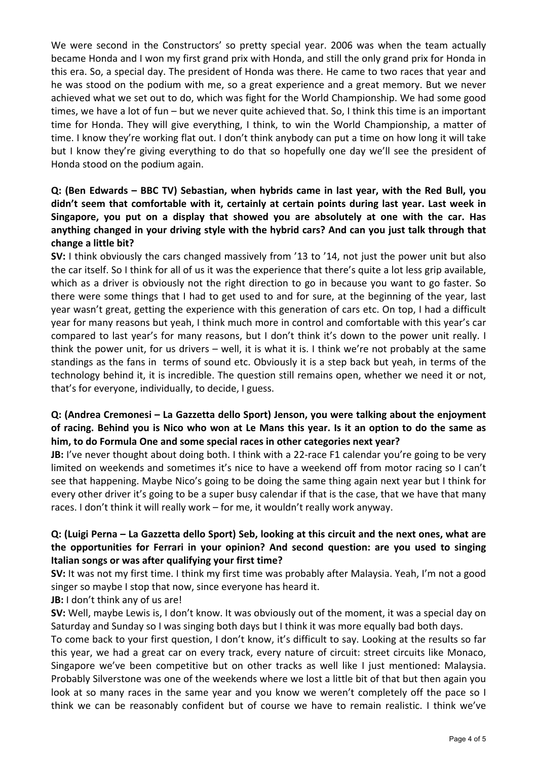We were second in the Constructors' so pretty special year. 2006 was when the team actually became Honda and I won my first grand prix with Honda, and still the only grand prix for Honda in this era. So, a special day. The president of Honda was there. He came to two races that year and he was stood on the podium with me, so a great experience and a great memory. But we never achieved what we set out to do, which was fight for the World Championship. We had some good times, we have a lot of fun – but we never quite achieved that. So, I think this time is an important time for Honda. They will give everything, I think, to win the World Championship, a matter of time. I know they're working flat out. I don't think anybody can put a time on how long it will take but I know they're giving everything to do that so hopefully one day we'll see the president of Honda stood on the podium again.

**Q: (Ben Edwards – BBC TV) Sebastian, when hybrids came in last year, with the Red Bull, you didn't seem that comfortable with it, certainly at certain points during last year. Last week in Singapore, you put on a display that showed you are absolutely at one with the car. Has anything changed in your driving style with the hybrid cars? And can you just talk through that change a little bit?**

**SV:** I think obviously the cars changed massively from '13 to '14, not just the power unit but also the car itself. So I think for all of us it was the experience that there's quite a lot less grip available, which as a driver is obviously not the right direction to go in because you want to go faster. So there were some things that I had to get used to and for sure, at the beginning of the year, last year wasn't great, getting the experience with this generation of cars etc. On top, I had a difficult year for many reasons but yeah, I think much more in control and comfortable with this year's car compared to last year's for many reasons, but I don't think it's down to the power unit really. I think the power unit, for us drivers – well, it is what it is. I think we're not probably at the same standings as the fans in terms of sound etc. Obviously it is a step back but yeah, in terms of the technology behind it, it is incredible. The question still remains open, whether we need it or not, that's for everyone, individually, to decide, I guess.

**Q: (Andrea Cremonesi – La Gazzetta dello Sport) Jenson, you were talking about the enjoyment of racing. Behind you is Nico who won at Le Mans this year. Is it an option to do the same as him, to do Formula One and some special races in other categories next year?**

**JB:** I've never thought about doing both. I think with a 22-race F1 calendar you're going to be very limited on weekends and sometimes it's nice to have a weekend off from motor racing so I can't see that happening. Maybe Nico's going to be doing the same thing again next year but I think for every other driver it's going to be a super busy calendar if that is the case, that we have that many races. I don't think it will really work – for me, it wouldn't really work anyway.

**Q: (Luigi Perna – La Gazzetta dello Sport) Seb, looking at this circuit and the next ones, what are the opportunities for Ferrari in your opinion? And second question: are you used to singing Italian songs or was after qualifying your first time?**

**SV:** It was not my first time. I think my first time was probably after Malaysia. Yeah, I'm not a good singer so maybe I stop that now, since everyone has heard it.

**JB:** I don't think any of us are!

**SV:** Well, maybe Lewis is, I don't know. It was obviously out of the moment, it was a special day on Saturday and Sunday so I was singing both days but I think it was more equally bad both days.

To come back to your first question, I don't know, it's difficult to say. Looking at the results so far this year, we had a great car on every track, every nature of circuit: street circuits like Monaco, Singapore we've been competitive but on other tracks as well like I just mentioned: Malaysia. Probably Silverstone was one of the weekends where we lost a little bit of that but then again you look at so many races in the same year and you know we weren't completely off the pace so I think we can be reasonably confident but of course we have to remain realistic. I think we've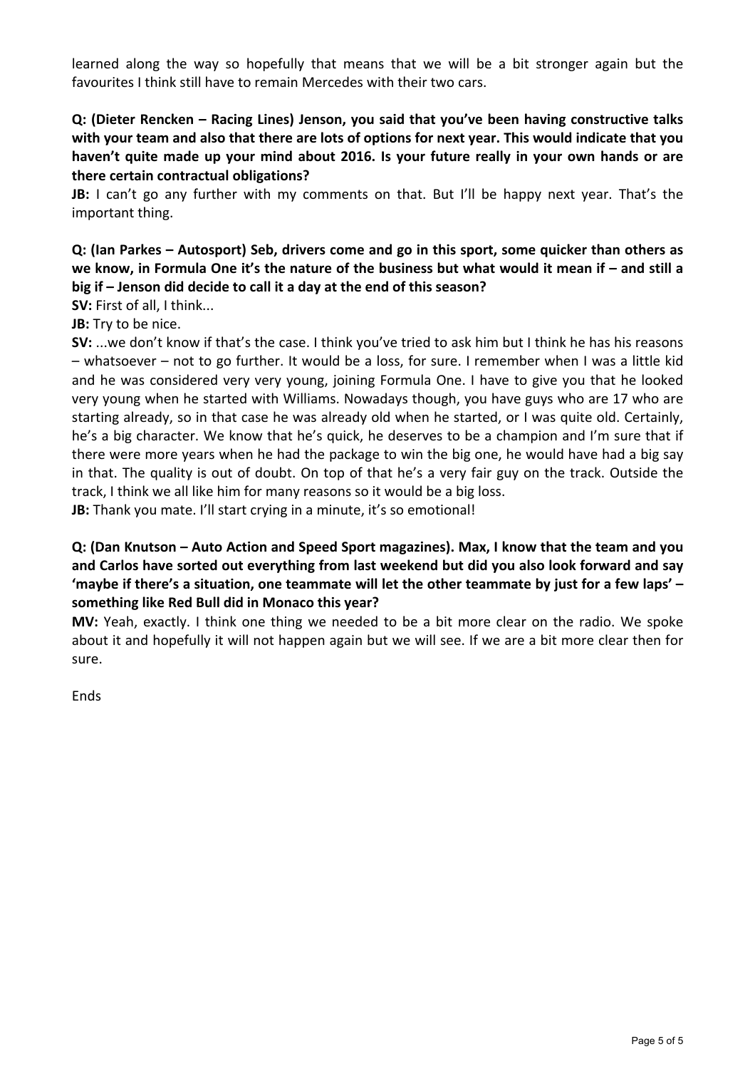learned along the way so hopefully that means that we will be a bit stronger again but the favourites I think still have to remain Mercedes with their two cars.

**Q: (Dieter Rencken – Racing Lines) Jenson, you said that you've been having constructive talks with your team and also that there are lots of options for next year. This would indicate that you haven't quite made up your mind about 2016. Is your future really in your own hands or are there certain contractual obligations?**

**JB:** I can't go any further with my comments on that. But I'll be happy next year. That's the important thing.

**Q: (Ian Parkes – Autosport) Seb, drivers come and go in this sport, some quicker than others as we know, in Formula One it's the nature of the business but what would it mean if – and still a big if – Jenson did decide to call it a day at the end of this season?**

**SV:** First of all, I think...

**JB:** Try to be nice.

**SV:** ...we don't know if that's the case. I think you've tried to ask him but I think he has his reasons – whatsoever – not to go further. It would be a loss, for sure. I remember when I was a little kid and he was considered very very young, joining Formula One. I have to give you that he looked very young when he started with Williams. Nowadays though, you have guys who are 17 who are starting already, so in that case he was already old when he started, or I was quite old. Certainly, he's a big character. We know that he's quick, he deserves to be a champion and I'm sure that if there were more years when he had the package to win the big one, he would have had a big say in that. The quality is out of doubt. On top of that he's a very fair guy on the track. Outside the track, I think we all like him for many reasons so it would be a big loss.

**JB:** Thank you mate. I'll start crying in a minute, it's so emotional!

**Q: (Dan Knutson – Auto Action and Speed Sport magazines). Max, I know that the team and you and Carlos have sorted out everything from last weekend but did you also look forward and say 'maybe if there's a situation, one teammate will let the other teammate by just for a few laps' – something like Red Bull did in Monaco this year?**

**MV:** Yeah, exactly. I think one thing we needed to be a bit more clear on the radio. We spoke about it and hopefully it will not happen again but we will see. If we are a bit more clear then for sure.

Ends